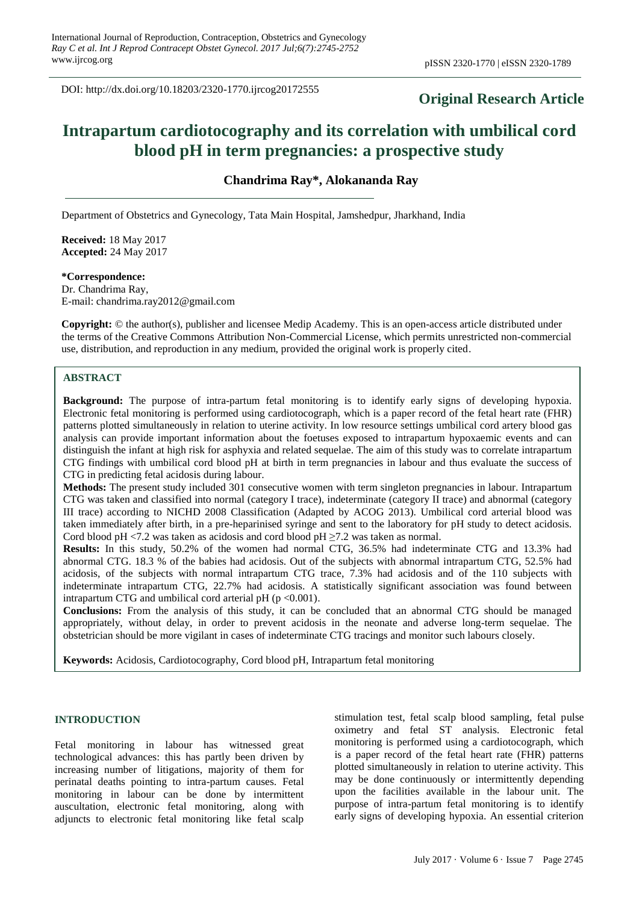DOI: http://dx.doi.org/10.18203/2320-1770.ijrcog20172555

**Original Research Article**

# Intrapartum cardiotocography and its correlation with umbilical cord blood pH in term pregnancies: a prospective study

**Chandrima Ray*, Alokananda Ray**

Department of Obstetrics and Gynecology, Tata Main Hospital, Jamshedpur, Jharkhand, India

**Received:** 18 May 2017
**Accepted:** 24 May 2017

**\*Correspondence:**
Dr. Chandrima Ray,
E-mail: chandrima.ray2012@gmail.com

**Copyright:** © the author(s), publisher and licensee Medip Academy. This is an open-access article distributed under the terms of the Creative Commons Attribution Non-Commercial License, which permits unrestricted non-commercial use, distribution, and reproduction in any medium, provided the original work is properly cited.

## ABSTRACT

**Background:** The purpose of intra-partum fetal monitoring is to identify early signs of developing hypoxia. Electronic fetal monitoring is performed using cardiotocograph, which is a paper record of the fetal heart rate (FHR) patterns plotted simultaneously in relation to uterine activity. In low resource settings umbilical cord artery blood gas analysis can provide important information about the foetuses exposed to intrapartum hypoxaemic events and can distinguish the infant at high risk for asphyxia and related sequelae. The aim of this study was to correlate intrapartum CTG findings with umbilical cord blood pH at birth in term pregnancies in labour and thus evaluate the success of CTG in predicting fetal acidosis during labour.

**Methods:** The present study included 301 consecutive women with term singleton pregnancies in labour. Intrapartum CTG was taken and classified into normal (category I trace), indeterminate (category II trace) and abnormal (category III trace) according to NICHD 2008 Classification (Adapted by ACOG 2013). Umbilical cord arterial blood was taken immediately after birth, in a pre-heparinised syringe and sent to the laboratory for pH study to detect acidosis. Cord blood pH <7.2 was taken as acidosis and cord blood pH ≥7.2 was taken as normal.

**Results:** In this study, 50.2% of the women had normal CTG, 36.5% had indeterminate CTG and 13.3% had abnormal CTG. 18.3 % of the babies had acidosis. Out of the subjects with abnormal intrapartum CTG, 52.5% had acidosis, of the subjects with normal intrapartum CTG trace, 7.3% had acidosis and of the 110 subjects with indeterminate intrapartum CTG, 22.7% had acidosis. A statistically significant association was found between intrapartum CTG and umbilical cord arterial pH ($p < 0.001$).

**Conclusions:** From the analysis of this study, it can be concluded that an abnormal CTG should be managed appropriately, without delay, in order to prevent acidosis in the neonate and adverse long-term sequelae. The obstetrician should be more vigilant in cases of indeterminate CTG tracings and monitor such labours closely.

**Keywords:** Acidosis, Cardiotocography, Cord blood pH, Intrapartum fetal monitoring

## INTRODUCTION

Fetal monitoring in labour has witnessed great technological advances: this has partly been driven by increasing number of litigations, majority of them for perinatal deaths pointing to intra-partum causes. Fetal monitoring in labour can be done by intermittent auscultation, electronic fetal monitoring, along with adjuncts to electronic fetal monitoring like fetal scalp stimulation test, fetal scalp blood sampling, fetal pulse oximetry and fetal ST analysis. Electronic fetal monitoring is performed using a cardiotocograph, which is a paper record of the fetal heart rate (FHR) patterns plotted simultaneously in relation to uterine activity. This may be done continuously or intermittently depending upon the facilities available in the labour unit. The purpose of intra-partum fetal monitoring is to identify early signs of developing hypoxia. An essential criterion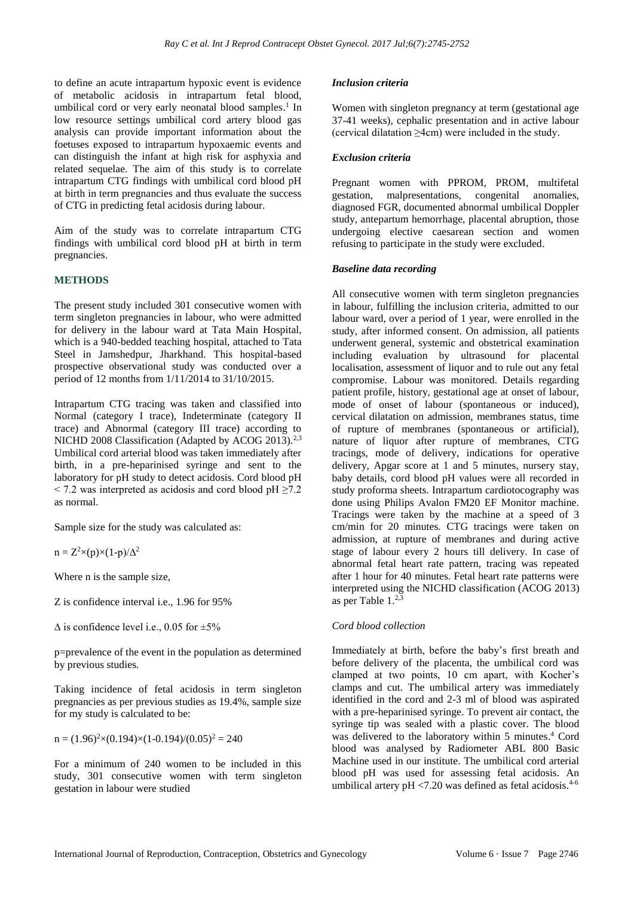to define an acute intrapartum hypoxic event is evidence of metabolic acidosis in intrapartum fetal blood, umbilical cord or very early neonatal blood samples.[1] In low resource settings umbilical cord artery blood gas analysis can provide important information about the foetuses exposed to intrapartum hypoxaemic events and can distinguish the infant at high risk for asphyxia and related sequelae. The aim of this study is to correlate intrapartum CTG findings with umbilical cord blood pH at birth in term pregnancies and thus evaluate the success of CTG in predicting fetal acidosis during labour.

Aim of the study was to correlate intrapartum CTG findings with umbilical cord blood pH at birth in term pregnancies.

## METHODS

The present study included 301 consecutive women with term singleton pregnancies in labour, who were admitted for delivery in the labour ward at Tata Main Hospital, which is a 940-bedded teaching hospital, attached to Tata Steel in Jamshedpur, Jharkhand. This hospital-based prospective observational study was conducted over a period of 12 months from 1/11/2014 to 31/10/2015.

Intrapartum CTG tracing was taken and classified into Normal (category I trace), Indeterminate (category II trace) and Abnormal (category III trace) according to NICHD 2008 Classification (Adapted by ACOG 2013).[2,3] Umbilical cord arterial blood was taken immediately after birth, in a pre-heparinised syringe and sent to the laboratory for pH study to detect acidosis. Cord blood pH < 7.2 was interpreted as acidosis and cord blood pH ≥7.2 as normal.

Sample size for the study was calculated as:

$$n = Z^2 \times (p) \times (1-p)/\Delta^2$$

Where n is the sample size,

Z is confidence interval i.e., 1.96 for 95%

$\Delta$ is confidence level i.e., 0.05 for ±5%

p=prevalence of the event in the population as determined by previous studies.

Taking incidence of fetal acidosis in term singleton pregnancies as per previous studies as 19.4%, sample size for my study is calculated to be:

$$n = (1.96)^2 \times (0.194) \times (1-0.194)/(0.05)^2 = 240$$

For a minimum of 240 women to be included in this study, 301 consecutive women with term singleton gestation in labour were studied

### *Inclusion criteria*

Women with singleton pregnancy at term (gestational age 37-41 weeks), cephalic presentation and in active labour (cervical dilatation ≥4cm) were included in the study.

### *Exclusion criteria*

Pregnant women with PPROM, PROM, multifetal gestation, malpresentations, congenital anomalies, diagnosed FGR, documented abnormal umbilical Doppler study, antepartum hemorrhage, placental abruption, those undergoing elective caesarean section and women refusing to participate in the study were excluded.

### *Baseline data recording*

All consecutive women with term singleton pregnancies in labour, fulfilling the inclusion criteria, admitted to our labour ward, over a period of 1 year, were enrolled in the study, after informed consent. On admission, all patients underwent general, systemic and obstetrical examination including evaluation by ultrasound for placental localisation, assessment of liquor and to rule out any fetal compromise. Labour was monitored. Details regarding patient profile, history, gestational age at onset of labour, mode of onset of labour (spontaneous or induced), cervical dilatation on admission, membranes status, time of rupture of membranes (spontaneous or artificial), nature of liquor after rupture of membranes, CTG tracings, mode of delivery, indications for operative delivery, Apgar score at 1 and 5 minutes, nursery stay, baby details, cord blood pH values were all recorded in study proforma sheets. Intrapartum cardiotocography was done using Philips Avalon FM20 EF Monitor machine. Tracings were taken by the machine at a speed of 3 cm/min for 20 minutes. CTG tracings were taken on admission, at rupture of membranes and during active stage of labour every 2 hours till delivery. In case of abnormal fetal heart rate pattern, tracing was repeated after 1 hour for 40 minutes. Fetal heart rate patterns were interpreted using the NICHD classification (ACOG 2013) as per Table 1.[2,3]

### *Cord blood collection*

Immediately at birth, before the baby's first breath and before delivery of the placenta, the umbilical cord was clamped at two points, 10 cm apart, with Kocher's clamps and cut. The umbilical artery was immediately identified in the cord and 2-3 ml of blood was aspirated with a pre-heparinised syringe. To prevent air contact, the syringe tip was sealed with a plastic cover. The blood was delivered to the laboratory within 5 minutes.[4] Cord blood was analysed by Radiometer ABL 800 Basic Machine used in our institute. The umbilical cord arterial blood pH was used for assessing fetal acidosis. An umbilical artery pH <7.20 was defined as fetal acidosis.[4-6]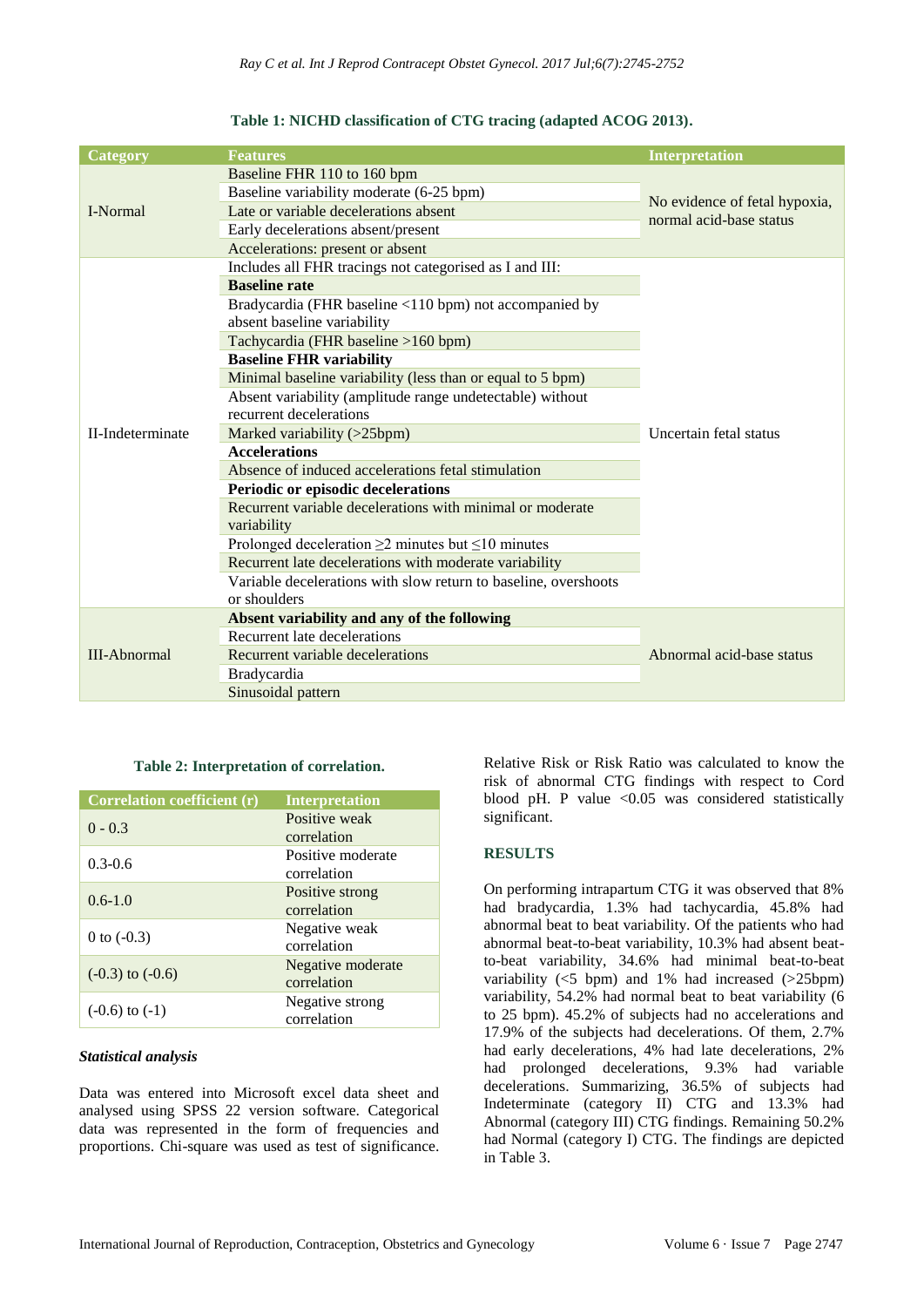**Table 1: NICHD classification of CTG tracing (adapted ACOG 2013).**

| Category | Features | Interpretation |
|---|---|---|
| I-Normal | Baseline FHR 110 to 160 bpm | No evidence of fetal hypoxia, normal acid-base status |
| | Baseline variability moderate (6-25 bpm) | |
| | Late or variable decelerations absent | |
| | Early decelerations absent/present | |
| | Accelerations: present or absent | |
| II-Indeterminate | Includes all FHR tracings not categorised as I and III: | Uncertain fetal status |
| | **Baseline rate** | |
| | Bradycardia (FHR baseline <110 bpm) not accompanied by absent baseline variability | |
| | Tachycardia (FHR baseline >160 bpm) | |
| | **Baseline FHR variability** | |
| | Minimal baseline variability (less than or equal to 5 bpm) | |
| | Absent variability (amplitude range undetectable) without recurrent decelerations | |
| | Marked variability (>25bpm) | |
| | **Accelerations** | |
| | Absence of induced accelerations fetal stimulation | |
| | **Periodic or episodic decelerations** | |
| | Recurrent variable decelerations with minimal or moderate variability | |
| | Prolonged deceleration ≥2 minutes but ≤10 minutes | |
| | Recurrent late decelerations with moderate variability | |
| | Variable decelerations with slow return to baseline, overshoots or shoulders | |
| III-Abnormal | **Absent variability and any of the following** | Abnormal acid-base status |
| | Recurrent late decelerations | |
| | Recurrent variable decelerations | |
| | Bradycardia | |
| | Sinusoidal pattern | |

**Table 2: Interpretation of correlation.**

| Correlation coefficient (r) | Interpretation |
|---|---|
| 0 - 0.3 | Positive weak correlation |
| 0.3-0.6 | Positive moderate correlation |
| 0.6-1.0 | Positive strong correlation |
| 0 to (-0.3) | Negative weak correlation |
| (-0.3) to (-0.6) | Negative moderate correlation |
| (-0.6) to (-1) | Negative strong correlation |

### *Statistical analysis*

Data was entered into Microsoft excel data sheet and analysed using SPSS 22 version software. Categorical data was represented in the form of frequencies and proportions. Chi-square was used as test of significance. Relative Risk or Risk Ratio was calculated to know the risk of abnormal CTG findings with respect to Cord blood pH. P value <0.05 was considered statistically significant.

## RESULTS

On performing intrapartum CTG it was observed that 8% had bradycardia, 1.3% had tachycardia, 45.8% had abnormal beat to beat variability. Of the patients who had abnormal beat-to-beat variability, 10.3% had absent beat-to-beat variability, 34.6% had minimal beat-to-beat variability (<5 bpm) and 1% had increased (>25bpm) variability, 54.2% had normal beat to beat variability (6 to 25 bpm). 45.2% of subjects had no accelerations and 17.9% of the subjects had decelerations. Of them, 2.7% had early decelerations, 4% had late decelerations, 2% had prolonged decelerations, 9.3% had variable decelerations. Summarizing, 36.5% of subjects had Indeterminate (category II) CTG and 13.3% had Abnormal (category III) CTG findings. Remaining 50.2% had Normal (category I) CTG. The findings are depicted in Table 3.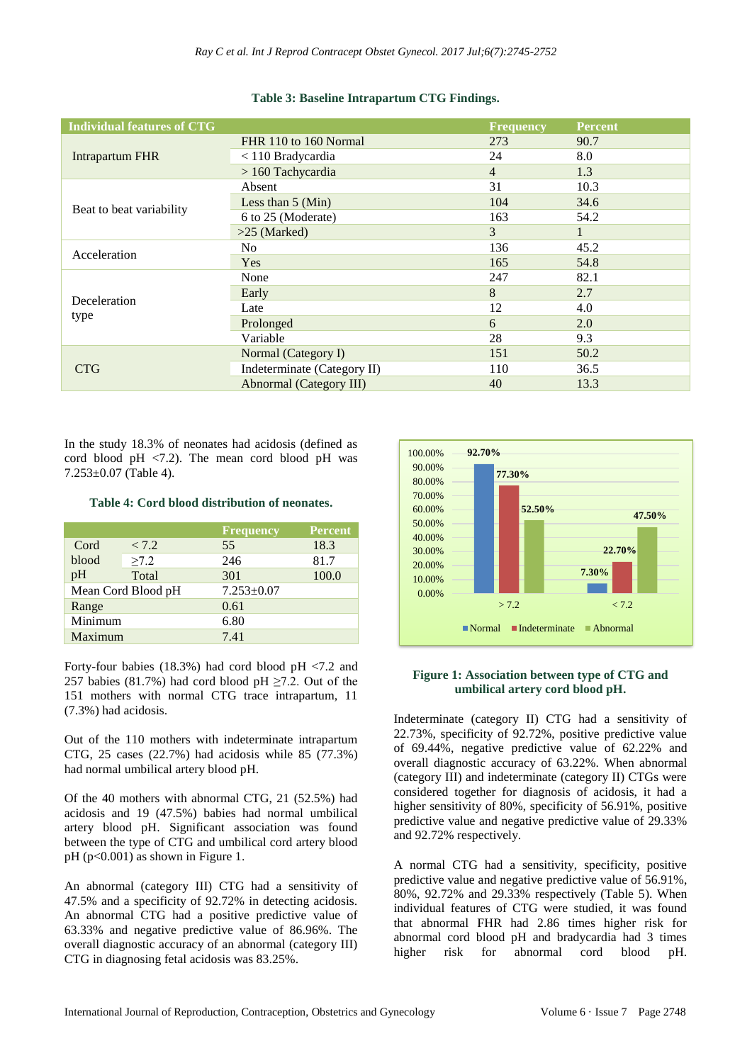**Table 3: Baseline Intrapartum CTG Findings.**

| Individual features of CTG | | Frequency | Percent |
|---|---|---|---|
| Intrapartum FHR | FHR 110 to 160 Normal | 273 | 90.7 |
| | < 110 Bradycardia | 24 | 8.0 |
| | > 160 Tachycardia | 4 | 1.3 |
| Beat to beat variability | Absent | 31 | 10.3 |
| | Less than 5 (Min) | 104 | 34.6 |
| | 6 to 25 (Moderate) | 163 | 54.2 |
| | >25 (Marked) | 3 | 1 |
| Acceleration | No | 136 | 45.2 |
| | Yes | 165 | 54.8 |
| Deceleration type | None | 247 | 82.1 |
| | Early | 8 | 2.7 |
| | Late | 12 | 4.0 |
| | Prolonged | 6 | 2.0 |
| | Variable | 28 | 9.3 |
| CTG | Normal (Category I) | 151 | 50.2 |
| | Indeterminate (Category II) | 110 | 36.5 |
| | Abnormal (Category III) | 40 | 13.3 |

In the study 18.3% of neonates had acidosis (defined as cord blood pH <7.2). The mean cord blood pH was 7.253±0.07 (Table 4).

**Table 4: Cord blood distribution of neonates.**

| | | Frequency | Percent |
|---|---|---|---|
| Cord blood pH | < 7.2 | 55 | 18.3 |
| | ≥7.2 | 246 | 81.7 |
| | Total | 301 | 100.0 |
| Mean Cord Blood pH | | 7.253±0.07 | |
| Range | | 0.61 | |
| Minimum | | 6.80 | |
| Maximum | | 7.41 | |

Forty-four babies (18.3%) had cord blood pH <7.2 and 257 babies (81.7%) had cord blood pH ≥7.2. Out of the 151 mothers with normal CTG trace intrapartum, 11 (7.3%) had acidosis.

Out of the 110 mothers with indeterminate intrapartum CTG, 25 cases (22.7%) had acidosis while 85 (77.3%) had normal umbilical artery blood pH.

Of the 40 mothers with abnormal CTG, 21 (52.5%) had acidosis and 19 (47.5%) babies had normal umbilical artery blood pH. Significant association was found between the type of CTG and umbilical cord artery blood pH (p<0.001) as shown in Figure 1.

An abnormal (category III) CTG had a sensitivity of 47.5% and a specificity of 92.72% in detecting acidosis. An abnormal CTG had a positive predictive value of 63.33% and negative predictive value of 86.96%. The overall diagnostic accuracy of an abnormal (category III) CTG in diagnosing fetal acidosis was 83.25%.

**Figure 1: Association between type of CTG and umbilical artery cord blood pH.**

Indeterminate (category II) CTG had a sensitivity of 22.73%, specificity of 92.72%, positive predictive value of 69.44%, negative predictive value of 62.22% and overall diagnostic accuracy of 63.22%. When abnormal (category III) and indeterminate (category II) CTGs were considered together for diagnosis of acidosis, it had a higher sensitivity of 80%, specificity of 56.91%, positive predictive value and negative predictive value of 29.33% and 92.72% respectively.

A normal CTG had a sensitivity, specificity, positive predictive value and negative predictive value of 56.91%, 80%, 92.72% and 29.33% respectively (Table 5). When individual features of CTG were studied, it was found that abnormal FHR had 2.86 times higher risk for abnormal cord blood pH and bradycardia had 3 times higher risk for abnormal cord blood pH.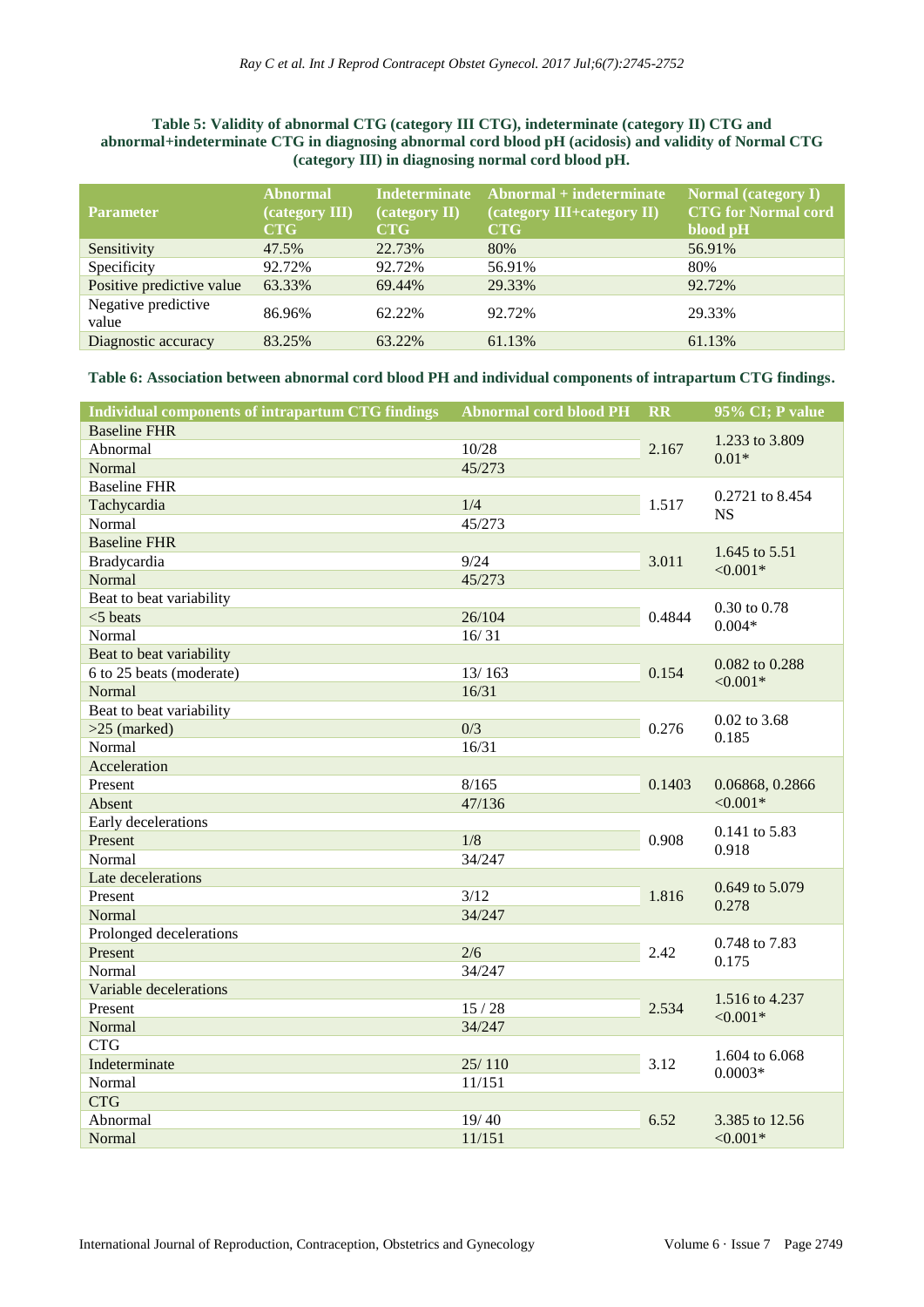**Table 5: Validity of abnormal CTG (category III CTG), indeterminate (category II) CTG and abnormal+indeterminate CTG in diagnosing abnormal cord blood pH (acidosis) and validity of Normal CTG (category III) in diagnosing normal cord blood pH.**

| Parameter | Abnormal (category III) CTG | Indeterminate (category II) CTG | Abnormal + indeterminate (category III+category II) CTG | Normal (category I) CTG for Normal cord blood pH |
|---|---|---|---|---|
| Sensitivity | 47.5% | 22.73% | 80% | 56.91% |
| Specificity | 92.72% | 92.72% | 56.91% | 80% |
| Positive predictive value | 63.33% | 69.44% | 29.33% | 92.72% |
| Negative predictive value | 86.96% | 62.22% | 92.72% | 29.33% |
| Diagnostic accuracy | 83.25% | 63.22% | 61.13% | 61.13% |

**Table 6: Association between abnormal cord blood PH and individual components of intrapartum CTG findings.**

| Individual components of intrapartum CTG findings | Abnormal cord blood PH | RR | 95% CI; P value |
|---|---|---|---|
| Baseline FHR | | | |
| Abnormal | 10/28 | 2.167 | 1.233 to 3.809 0.01* |
| Normal | 45/273 | | |
| Baseline FHR | | | |
| Tachycardia | 1/4 | 1.517 | 0.2721 to 8.454 NS |
| Normal | 45/273 | | |
| Baseline FHR | | | |
| Bradycardia | 9/24 | 3.011 | 1.645 to 5.51 <0.001* |
| Normal | 45/273 | | |
| Beat to beat variability | | | |
| <5 beats | 26/104 | 0.4844 | 0.30 to 0.78 0.004* |
| Normal | 16/ 31 | | |
| Beat to beat variability | | | |
| 6 to 25 beats (moderate) | 13/ 163 | 0.154 | 0.082 to 0.288 <0.001* |
| Normal | 16/31 | | |
| Beat to beat variability | | | |
| >25 (marked) | 0/3 | 0.276 | 0.02 to 3.68 0.185 |
| Normal | 16/31 | | |
| Acceleration | | | |
| Present | 8/165 | 0.1403 | 0.06868, 0.2866 <0.001* |
| Absent | 47/136 | | |
| Early decelerations | | | |
| Present | 1/8 | 0.908 | 0.141 to 5.83 0.918 |
| Normal | 34/247 | | |
| Late decelerations | | | |
| Present | 3/12 | 1.816 | 0.649 to 5.079 0.278 |
| Normal | 34/247 | | |
| Prolonged decelerations | | | |
| Present | 2/6 | 2.42 | 0.748 to 7.83 0.175 |
| Normal | 34/247 | | |
| Variable decelerations | | | |
| Present | 15 / 28 | 2.534 | 1.516 to 4.237 <0.001* |
| Normal | 34/247 | | |
| CTG | | | |
| Indeterminate | 25/ 110 | 3.12 | 1.604 to 6.068 0.0003* |
| Normal | 11/151 | | |
| CTG | | | |
| Abnormal | 19/ 40 | 6.52 | 3.385 to 12.56 <0.001* |
| Normal | 11/151 | | |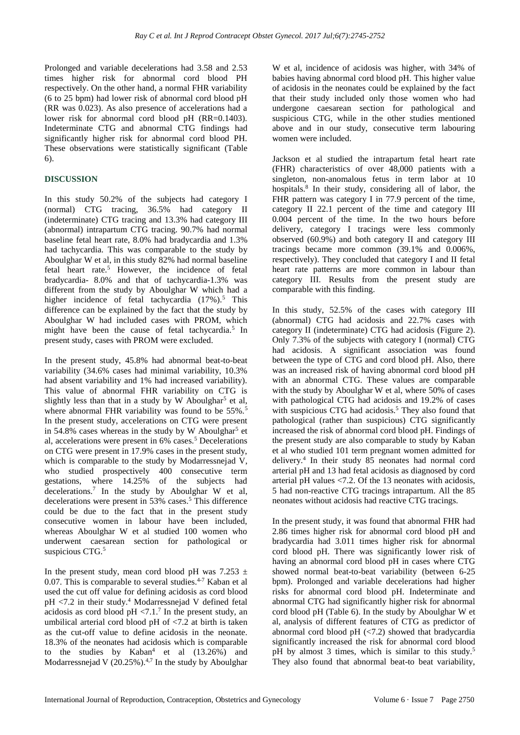Prolonged and variable decelerations had 3.58 and 2.53 times higher risk for abnormal cord blood PH respectively. On the other hand, a normal FHR variability (6 to 25 bpm) had lower risk of abnormal cord blood pH (RR was 0.023). As also presence of accelerations had a lower risk for abnormal cord blood pH (RR=0.1403). Indeterminate CTG and abnormal CTG findings had significantly higher risk for abnormal cord blood PH. These observations were statistically significant (Table 6).

## DISCUSSION

In this study 50.2% of the subjects had category I (normal) CTG tracing, 36.5% had category II (indeterminate) CTG tracing and 13.3% had category III (abnormal) intrapartum CTG tracing. 90.7% had normal baseline fetal heart rate, 8.0% had bradycardia and 1.3% had tachycardia. This was comparable to the study by Aboulghar W et al, in this study 82% had normal baseline fetal heart rate.[5] However, the incidence of fetal bradycardia- 8.0% and that of tachycardia-1.3% was different from the study by Aboulghar W which had a higher incidence of fetal tachycardia (17%).[5] This difference can be explained by the fact that the study by Aboulghar W had included cases with PROM, which might have been the cause of fetal tachycardia.[5] In present study, cases with PROM were excluded.

In the present study, 45.8% had abnormal beat-to-beat variability (34.6% cases had minimal variability, 10.3% had absent variability and 1% had increased variability). This value of abnormal FHR variability on CTG is slightly less than that in a study by W Aboulghar[5] et al, where abnormal FHR variability was found to be 55%.[5] In the present study, accelerations on CTG were present in 54.8% cases whereas in the study by W Aboulghar[5] et al, accelerations were present in 6% cases.[5] Decelerations on CTG were present in 17.9% cases in the present study, which is comparable to the study by Modarressnejad V, who studied prospectively 400 consecutive term gestations, where 14.25% of the subjects had decelerations.[7] In the study by Aboulghar W et al, decelerations were present in 53% cases.[5] This difference could be due to the fact that in the present study consecutive women in labour have been included, whereas Aboulghar W et al studied 100 women who underwent caesarean section for pathological or suspicious CTG.[5]

In the present study, mean cord blood pH was 7.253 ± 0.07. This is comparable to several studies.[4-7] Kaban et al used the cut off value for defining acidosis as cord blood pH <7.2 in their study.[4] Modarressnejad V defined fetal acidosis as cord blood pH <7.1.[7] In the present study, an umbilical arterial cord blood pH of <7.2 at birth is taken as the cut-off value to define acidosis in the neonate. 18.3% of the neonates had acidosis which is comparable to the studies by Kaban[4] et al (13.26%) and Modarressnejad V (20.25%).[4,7] In the study by Aboulghar W et al, incidence of acidosis was higher, with 34% of babies having abnormal cord blood pH. This higher value of acidosis in the neonates could be explained by the fact that their study included only those women who had undergone caesarean section for pathological and suspicious CTG, while in the other studies mentioned above and in our study, consecutive term labouring women were included.

Jackson et al studied the intrapartum fetal heart rate (FHR) characteristics of over 48,000 patients with a singleton, non-anomalous fetus in term labor at 10 hospitals.[8] In their study, considering all of labor, the FHR pattern was category I in 77.9 percent of the time, category II 22.1 percent of the time and category III 0.004 percent of the time. In the two hours before delivery, category I tracings were less commonly observed (60.9%) and both category II and category III tracings became more common (39.1% and 0.006%, respectively). They concluded that category I and II fetal heart rate patterns are more common in labour than category III. Results from the present study are comparable with this finding.

In this study, 52.5% of the cases with category III (abnormal) CTG had acidosis and 22.7% cases with category II (indeterminate) CTG had acidosis (Figure 2). Only 7.3% of the subjects with category I (normal) CTG had acidosis. A significant association was found between the type of CTG and cord blood pH. Also, there was an increased risk of having abnormal cord blood pH with an abnormal CTG. These values are comparable with the study by Aboulghar W et al, where 50% of cases with pathological CTG had acidosis and 19.2% of cases with suspicious CTG had acidosis.[5] They also found that pathological (rather than suspicious) CTG significantly increased the risk of abnormal cord blood pH. Findings of the present study are also comparable to study by Kaban et al who studied 101 term pregnant women admitted for delivery.[4] In their study 85 neonates had normal cord arterial pH and 13 had fetal acidosis as diagnosed by cord arterial pH values <7.2. Of the 13 neonates with acidosis, 5 had non-reactive CTG tracings intrapartum. All the 85 neonates without acidosis had reactive CTG tracings.

In the present study, it was found that abnormal FHR had 2.86 times higher risk for abnormal cord blood pH and bradycardia had 3.011 times higher risk for abnormal cord blood pH. There was significantly lower risk of having an abnormal cord blood pH in cases where CTG showed normal beat-to-beat variability (between 6-25 bpm). Prolonged and variable decelerations had higher risks for abnormal cord blood pH. Indeterminate and abnormal CTG had significantly higher risk for abnormal cord blood pH (Table 6). In the study by Aboulghar W et al, analysis of different features of CTG as predictor of abnormal cord blood pH (<7.2) showed that bradycardia significantly increased the risk for abnormal cord blood pH by almost 3 times, which is similar to this study.[5] They also found that abnormal beat-to beat variability,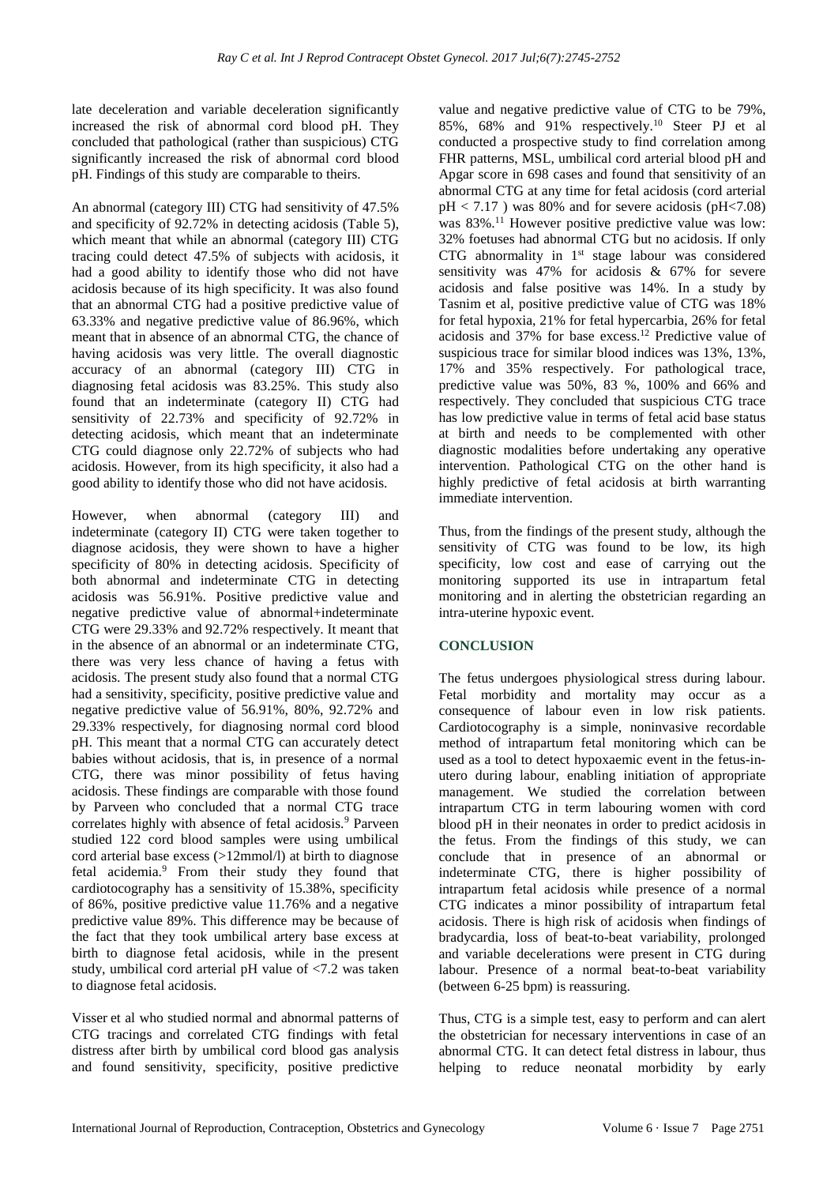late deceleration and variable deceleration significantly increased the risk of abnormal cord blood pH. They concluded that pathological (rather than suspicious) CTG significantly increased the risk of abnormal cord blood pH. Findings of this study are comparable to theirs.

An abnormal (category III) CTG had sensitivity of 47.5% and specificity of 92.72% in detecting acidosis (Table 5), which meant that while an abnormal (category III) CTG tracing could detect 47.5% of subjects with acidosis, it had a good ability to identify those who did not have acidosis because of its high specificity. It was also found that an abnormal CTG had a positive predictive value of 63.33% and negative predictive value of 86.96%, which meant that in absence of an abnormal CTG, the chance of having acidosis was very little. The overall diagnostic accuracy of an abnormal (category III) CTG in diagnosing fetal acidosis was 83.25%. This study also found that an indeterminate (category II) CTG had sensitivity of 22.73% and specificity of 92.72% in detecting acidosis, which meant that an indeterminate CTG could diagnose only 22.72% of subjects who had acidosis. However, from its high specificity, it also had a good ability to identify those who did not have acidosis.

However, when abnormal (category III) and indeterminate (category II) CTG were taken together to diagnose acidosis, they were shown to have a higher specificity of 80% in detecting acidosis. Specificity of both abnormal and indeterminate CTG in detecting acidosis was 56.91%. Positive predictive value and negative predictive value of abnormal+indeterminate CTG were 29.33% and 92.72% respectively. It meant that in the absence of an abnormal or an indeterminate CTG, there was very less chance of having a fetus with acidosis. The present study also found that a normal CTG had a sensitivity, specificity, positive predictive value and negative predictive value of 56.91%, 80%, 92.72% and 29.33% respectively, for diagnosing normal cord blood pH. This meant that a normal CTG can accurately detect babies without acidosis, that is, in presence of a normal CTG, there was minor possibility of fetus having acidosis. These findings are comparable with those found by Parveen who concluded that a normal CTG trace correlates highly with absence of fetal acidosis.[9] Parveen studied 122 cord blood samples were using umbilical cord arterial base excess (>12mmol/l) at birth to diagnose fetal acidemia.[9] From their study they found that cardiotocography has a sensitivity of 15.38%, specificity of 86%, positive predictive value 11.76% and a negative predictive value 89%. This difference may be because of the fact that they took umbilical artery base excess at birth to diagnose fetal acidosis, while in the present study, umbilical cord arterial pH value of <7.2 was taken to diagnose fetal acidosis.

Visser et al who studied normal and abnormal patterns of CTG tracings and correlated CTG findings with fetal distress after birth by umbilical cord blood gas analysis and found sensitivity, specificity, positive predictive value and negative predictive value of CTG to be 79%, 85%, 68% and 91% respectively.[10] Steer PJ et al conducted a prospective study to find correlation among FHR patterns, MSL, umbilical cord arterial blood pH and Apgar score in 698 cases and found that sensitivity of an abnormal CTG at any time for fetal acidosis (cord arterial pH < 7.17 ) was 80% and for severe acidosis (pH<7.08) was 83%.[11] However positive predictive value was low: 32% foetuses had abnormal CTG but no acidosis. If only CTG abnormality in 1st stage labour was considered sensitivity was 47% for acidosis & 67% for severe acidosis and false positive was 14%. In a study by Tasnim et al, positive predictive value of CTG was 18% for fetal hypoxia, 21% for fetal hypercarbia, 26% for fetal acidosis and 37% for base excess.[12] Predictive value of suspicious trace for similar blood indices was 13%, 13%, 17% and 35% respectively. For pathological trace, predictive value was 50%, 83 %, 100% and 66% and respectively. They concluded that suspicious CTG trace has low predictive value in terms of fetal acid base status at birth and needs to be complemented with other diagnostic modalities before undertaking any operative intervention. Pathological CTG on the other hand is highly predictive of fetal acidosis at birth warranting immediate intervention.

Thus, from the findings of the present study, although the sensitivity of CTG was found to be low, its high specificity, low cost and ease of carrying out the monitoring supported its use in intrapartum fetal monitoring and in alerting the obstetrician regarding an intra-uterine hypoxic event.

## CONCLUSION

The fetus undergoes physiological stress during labour. Fetal morbidity and mortality may occur as a consequence of labour even in low risk patients. Cardiotocography is a simple, noninvasive recordable method of intrapartum fetal monitoring which can be used as a tool to detect hypoxaemic event in the fetus-in-utero during labour, enabling initiation of appropriate management. We studied the correlation between intrapartum CTG in term labouring women with cord blood pH in their neonates in order to predict acidosis in the fetus. From the findings of this study, we can conclude that in presence of an abnormal or indeterminate CTG, there is higher possibility of intrapartum fetal acidosis while presence of a normal CTG indicates a minor possibility of intrapartum fetal acidosis. There is high risk of acidosis when findings of bradycardia, loss of beat-to-beat variability, prolonged and variable decelerations were present in CTG during labour. Presence of a normal beat-to-beat variability (between 6-25 bpm) is reassuring.

Thus, CTG is a simple test, easy to perform and can alert the obstetrician for necessary interventions in case of an abnormal CTG. It can detect fetal distress in labour, thus helping to reduce neonatal morbidity by early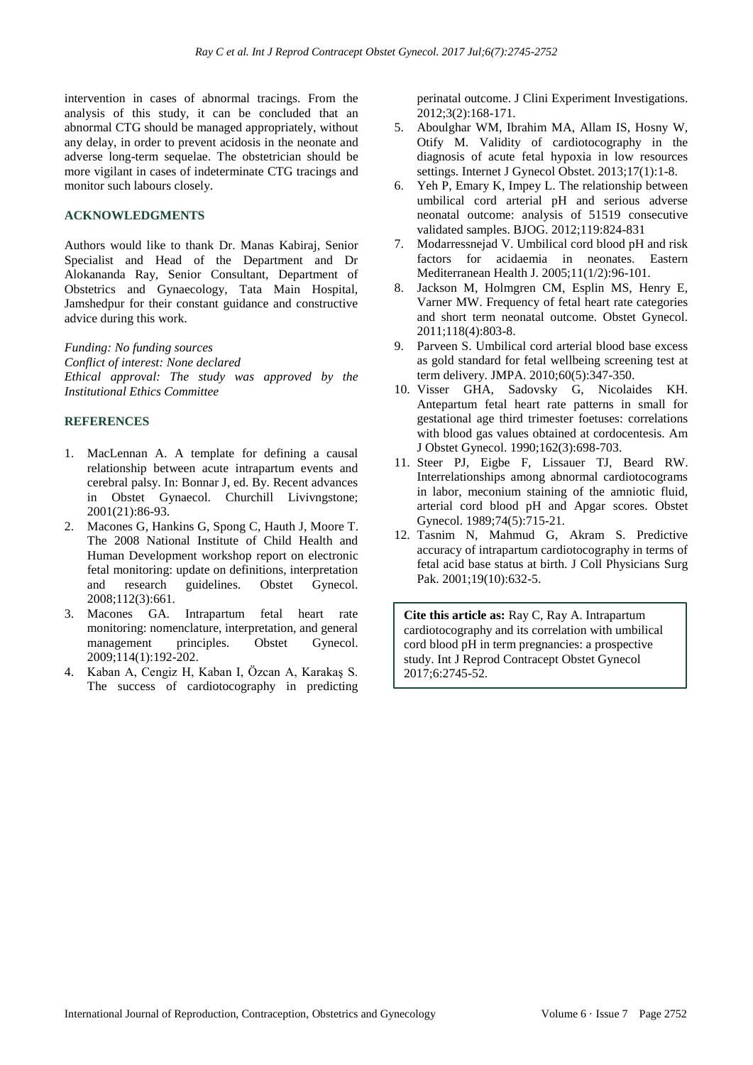intervention in cases of abnormal tracings. From the analysis of this study, it can be concluded that an abnormal CTG should be managed appropriately, without any delay, in order to prevent acidosis in the neonate and adverse long-term sequelae. The obstetrician should be more vigilant in cases of indeterminate CTG tracings and monitor such labours closely.

## ACKNOWLEDGMENTS

Authors would like to thank Dr. Manas Kabiraj, Senior Specialist and Head of the Department and Dr Alokananda Ray, Senior Consultant, Department of Obstetrics and Gynaecology, Tata Main Hospital, Jamshedpur for their constant guidance and constructive advice during this work.

*Funding: No funding sources*
*Conflict of interest: None declared*
*Ethical approval: The study was approved by the Institutional Ethics Committee*

## REFERENCES

1. MacLennan A. A template for defining a causal relationship between acute intrapartum events and cerebral palsy. In: Bonnar J, ed. By. Recent advances in Obstet Gynaecol. Churchill Livivngstone; 2001(21):86-93.
2. Macones G, Hankins G, Spong C, Hauth J, Moore T. The 2008 National Institute of Child Health and Human Development workshop report on electronic fetal monitoring: update on definitions, interpretation and research guidelines. Obstet Gynecol. 2008;112(3):661.
3. Macones GA. Intrapartum fetal heart rate monitoring: nomenclature, interpretation, and general management principles. Obstet Gynecol. 2009;114(1):192-202.
4. Kaban A, Cengiz H, Kaban I, Özcan A, Karakaş S. The success of cardiotocography in predicting perinatal outcome. J Clini Experiment Investigations. 2012;3(2):168-171.
5. Aboulghar WM, Ibrahim MA, Allam IS, Hosny W, Otify M. Validity of cardiotocography in the diagnosis of acute fetal hypoxia in low resources settings. Internet J Gynecol Obstet. 2013;17(1):1-8.
6. Yeh P, Emary K, Impey L. The relationship between umbilical cord arterial pH and serious adverse neonatal outcome: analysis of 51519 consecutive validated samples. BJOG. 2012;119:824-831
7. Modarressnejad V. Umbilical cord blood pH and risk factors for acidaemia in neonates. Eastern Mediterranean Health J. 2005;11(1/2):96-101.
8. Jackson M, Holmgren CM, Esplin MS, Henry E, Varner MW. Frequency of fetal heart rate categories and short term neonatal outcome. Obstet Gynecol. 2011;118(4):803-8.
9. Parveen S. Umbilical cord arterial blood base excess as gold standard for fetal wellbeing screening test at term delivery. JMPA. 2010;60(5):347-350.
10. Visser GHA, Sadovsky G, Nicolaides KH. Antepartum fetal heart rate patterns in small for gestational age third trimester foetuses: correlations with blood gas values obtained at cordocentesis. Am J Obstet Gynecol. 1990;162(3):698-703.
11. Steer PJ, Eigbe F, Lissauer TJ, Beard RW. Interrelationships among abnormal cardiotocograms in labor, meconium staining of the amniotic fluid, arterial cord blood pH and Apgar scores. Obstet Gynecol. 1989;74(5):715-21.
12. Tasnim N, Mahmud G, Akram S. Predictive accuracy of intrapartum cardiotocography in terms of fetal acid base status at birth. J Coll Physicians Surg Pak. 2001;19(10):632-5.

**Cite this article as:** Ray C, Ray A. Intrapartum cardiotocography and its correlation with umbilical cord blood pH in term pregnancies: a prospective study. Int J Reprod Contracept Obstet Gynecol 2017;6:2745-52.